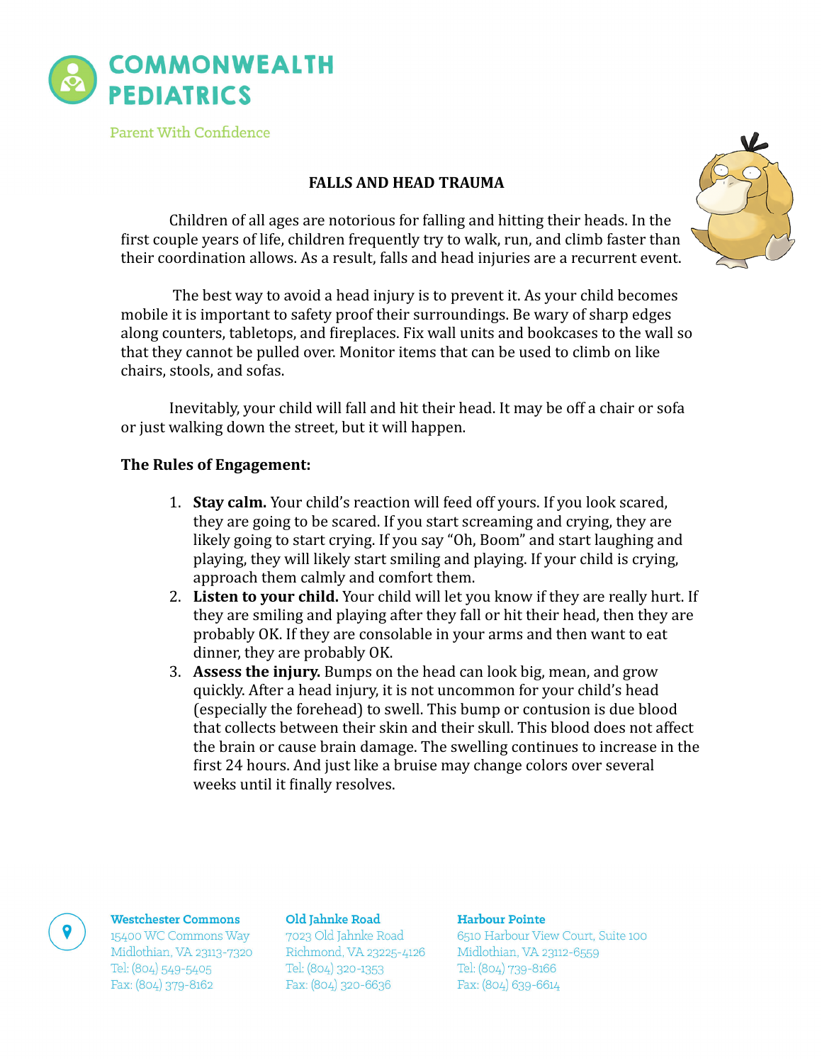# COMMONWEALTH PEDIATRICS

Parent With Confidence

## FALLS AND HEAD TRAUMA

Children of all ages are notorious for falling and hitting their heads. In the first couple years of life, children frequently try to walk, run, and climb faster than their coordination allows. As a result, falls and head injuries are a recurrent event.

The best way to avoid a head injury is to prevent it. As your child becomes mobile it is important to safety proof their surroundings. Be wary of sharp edges along counters, tabletops, and fireplaces. Fix wall units and bookcases to the wall so that they cannot be pulled over. Monitor items that can be used to climb on like chairs, stools, and sofas.

Inevitably, your child will fall and hit their head. It may be off a chair or sofa or just walking down the street, but it will happen.

**The Rules of Engagement:**

1. **Stay calm.** Your child's reaction will feed off yours. If you look scared, they are going to be scared. If you start screaming and crying, they are likely going to start crying. If you say "Oh, Boom" and start laughing and playing, they will likely start smiling and playing. If your child is crying, approach them calmly and comfort them.
2. **Listen to your child.** Your child will let you know if they are really hurt. If they are smiling and playing after they fall or hit their head, then they are probably OK. If they are consolable in your arms and then want to eat dinner, they are probably OK.
3. **Assess the injury.** Bumps on the head can look big, mean, and grow quickly. After a head injury, it is not uncommon for your child's head (especially the forehead) to swell. This bump or contusion is due blood that collects between their skin and their skull. This blood does not affect the brain or cause brain damage. The swelling continues to increase in the first 24 hours. And just like a bruise may change colors over several weeks until it finally resolves.

**Westchester Commons**
15400 WC Commons Way
Midlothian, VA 23113-7320
Tel: (804) 549-5405
Fax: (804) 379-8162

**Old Jahnke Road**
7023 Old Jahnke Road
Richmond, VA 23225-4126
Tel: (804) 320-1353
Fax: (804) 320-6636

**Harbour Pointe**
6510 Harbour View Court, Suite 100
Midlothian, VA 23112-6559
Tel: (804) 739-8166
Fax: (804) 639-6614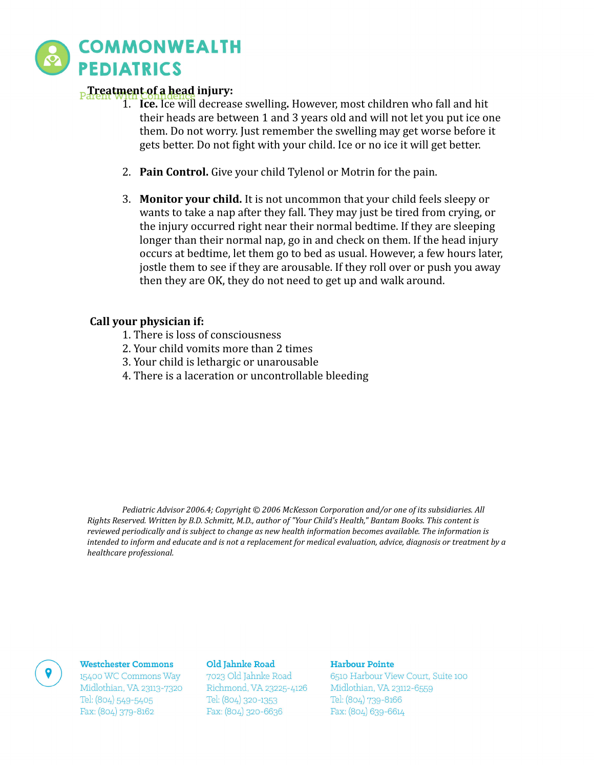**Treatment of a head injury:**

1. **Ice.** Ice will decrease swelling**.** However, most children who fall and hit their heads are between 1 and 3 years old and will not let you put ice one them. Do not worry. Just remember the swelling may get worse before it gets better. Do not fight with your child. Ice or no ice it will get better.

2. **Pain Control.** Give your child Tylenol or Motrin for the pain.

3. **Monitor your child.** It is not uncommon that your child feels sleepy or wants to take a nap after they fall. They may just be tired from crying, or the injury occurred right near their normal bedtime. If they are sleeping longer than their normal nap, go in and check on them. If the head injury occurs at bedtime, let them go to bed as usual. However, a few hours later, jostle them to see if they are arousable. If they roll over or push you away then they are OK, they do not need to get up and walk around.

**Call your physician if:**

1. There is loss of consciousness
2. Your child vomits more than 2 times
3. Your child is lethargic or unarousable
4. There is a laceration or uncontrollable bleeding

*Pediatric Advisor 2006.4; Copyright © 2006 McKesson Corporation and/or one of its subsidiaries. All Rights Reserved. Written by B.D. Schmitt, M.D., author of "Your Child's Health," Bantam Books. This content is reviewed periodically and is subject to change as new health information becomes available. The information is intended to inform and educate and is not a replacement for medical evaluation, advice, diagnosis or treatment by a healthcare professional.*